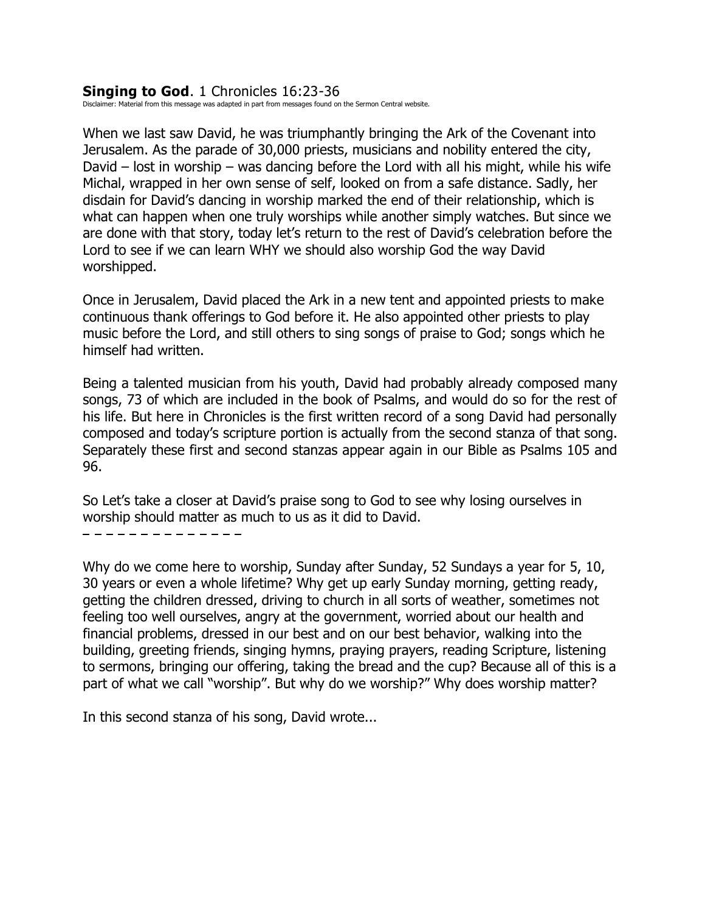**Singing to God**. 1 Chronicles 16:23-36

Disclaimer: Material from this message was adapted in part from messages found on the Sermon Central website.

When we last saw David, he was triumphantly bringing the Ark of the Covenant into Jerusalem. As the parade of 30,000 priests, musicians and nobility entered the city, David – lost in worship – was dancing before the Lord with all his might, while his wife Michal, wrapped in her own sense of self, looked on from a safe distance. Sadly, her disdain for David's dancing in worship marked the end of their relationship, which is what can happen when one truly worships while another simply watches. But since we are done with that story, today let's return to the rest of David's celebration before the Lord to see if we can learn WHY we should also worship God the way David worshipped.

Once in Jerusalem, David placed the Ark in a new tent and appointed priests to make continuous thank offerings to God before it. He also appointed other priests to play music before the Lord, and still others to sing songs of praise to God; songs which he himself had written.

Being a talented musician from his youth, David had probably already composed many songs, 73 of which are included in the book of Psalms, and would do so for the rest of his life. But here in Chronicles is the first written record of a song David had personally composed and today's scripture portion is actually from the second stanza of that song. Separately these first and second stanzas appear again in our Bible as Psalms 105 and 96.

So Let's take a closer at David's praise song to God to see why losing ourselves in worship should matter as much to us as it did to David.

– – – – – – – – – – – – – –

Why do we come here to worship, Sunday after Sunday, 52 Sundays a year for 5, 10, 30 years or even a whole lifetime? Why get up early Sunday morning, getting ready, getting the children dressed, driving to church in all sorts of weather, sometimes not feeling too well ourselves, angry at the government, worried about our health and financial problems, dressed in our best and on our best behavior, walking into the building, greeting friends, singing hymns, praying prayers, reading Scripture, listening to sermons, bringing our offering, taking the bread and the cup? Because all of this is a part of what we call "worship". But why do we worship?" Why does worship matter?

In this second stanza of his song, David wrote...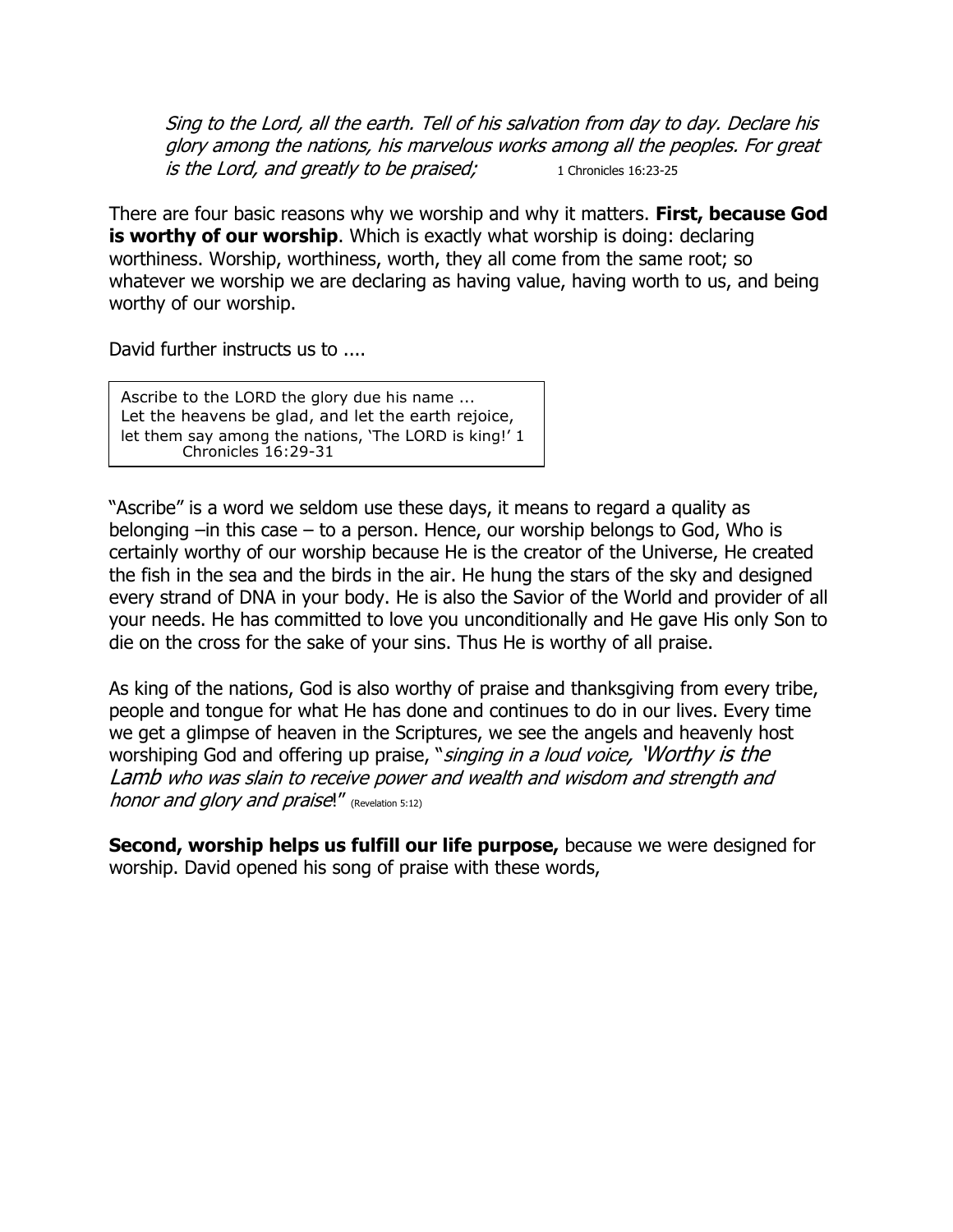> *Sing to the Lord, all the earth. Tell of his salvation from day to day. Declare his glory among the nations, his marvelous works among all the peoples. For great is the Lord, and greatly to be praised;* 1 Chronicles 16:23-25

There are four basic reasons why we worship and why it matters. **First, because God is worthy of our worship**. Which is exactly what worship is doing: declaring worthiness. Worship, worthiness, worth, they all come from the same root; so whatever we worship we are declaring as having value, having worth to us, and being worthy of our worship.

David further instructs us to ....

> Ascribe to the LORD the glory due his name ...
> Let the heavens be glad, and let the earth rejoice,
> let them say among the nations, 'The LORD is king!' 1 Chronicles 16:29-31

"Ascribe" is a word we seldom use these days, it means to regard a quality as belonging –in this case – to a person. Hence, our worship belongs to God, Who is certainly worthy of our worship because He is the creator of the Universe, He created the fish in the sea and the birds in the air. He hung the stars of the sky and designed every strand of DNA in your body. He is also the Savior of the World and provider of all your needs. He has committed to love you unconditionally and He gave His only Son to die on the cross for the sake of your sins. Thus He is worthy of all praise.

As king of the nations, God is also worthy of praise and thanksgiving from every tribe, people and tongue for what He has done and continues to do in our lives. Every time we get a glimpse of heaven in the Scriptures, we see the angels and heavenly host worshiping God and offering up praise, "*singing in a loud voice, 'Worthy is the Lamb who was slain to receive power and wealth and wisdom and strength and honor and glory and praise*!" (Revelation 5:12)

**Second, worship helps us fulfill our life purpose,** because we were designed for worship. David opened his song of praise with these words,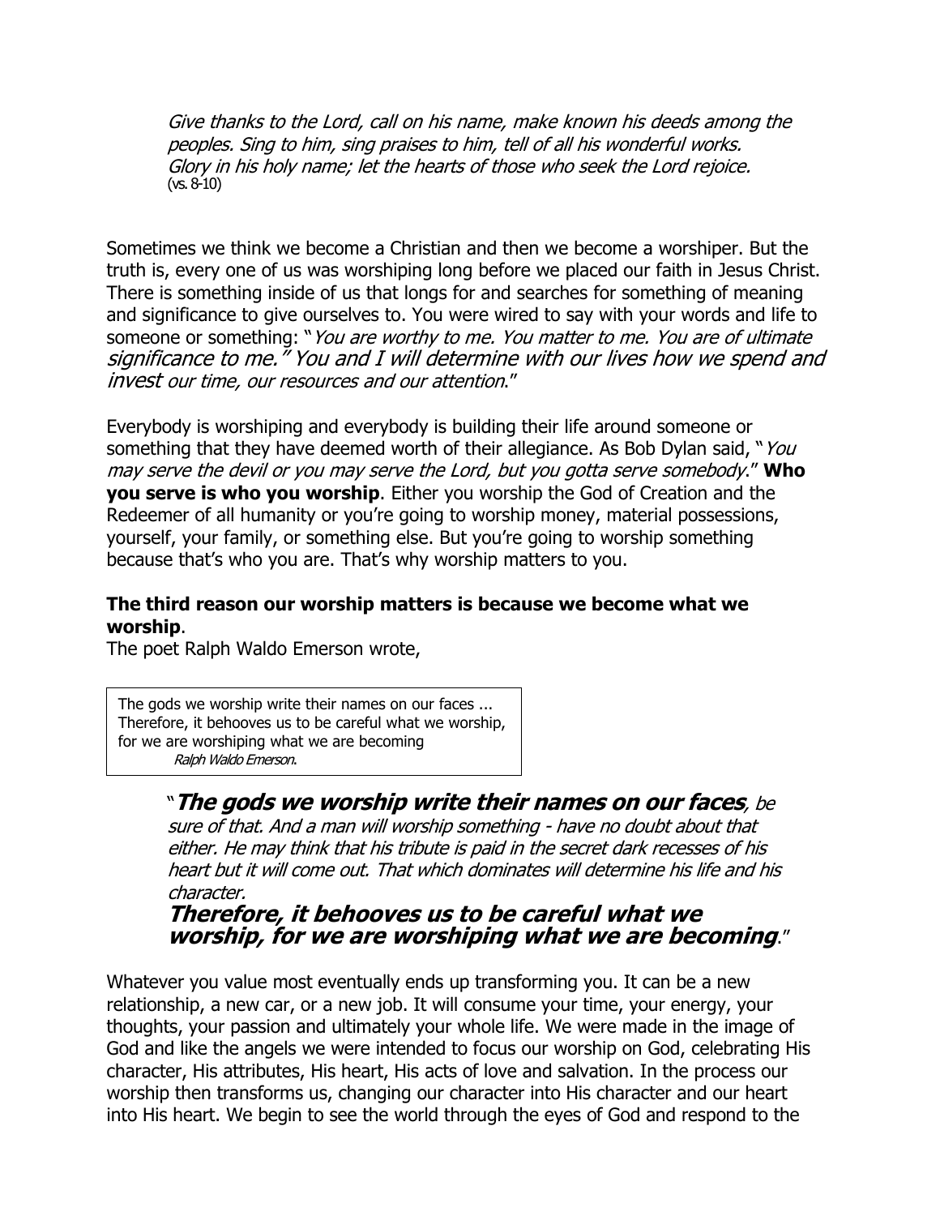> *Give thanks to the Lord, call on his name, make known his deeds among the peoples. Sing to him, sing praises to him, tell of all his wonderful works. Glory in his holy name; let the hearts of those who seek the Lord rejoice.*
> (vs. 8-10)

Sometimes we think we become a Christian and then we become a worshiper. But the truth is, every one of us was worshiping long before we placed our faith in Jesus Christ. There is something inside of us that longs for and searches for something of meaning and significance to give ourselves to. You were wired to say with your words and life to someone or something: "*You are worthy to me. You matter to me. You are of ultimate significance to me." You and I will determine with our lives how we spend and invest our time, our resources and our attention*."

Everybody is worshiping and everybody is building their life around someone or something that they have deemed worth of their allegiance. As Bob Dylan said, "*You may serve the devil or you may serve the Lord, but you gotta serve somebody*." **Who you serve is who you worship**. Either you worship the God of Creation and the Redeemer of all humanity or you're going to worship money, material possessions, yourself, your family, or something else. But you're going to worship something because that's who you are. That's why worship matters to you.

**The third reason our worship matters is because we become what we worship**.

The poet Ralph Waldo Emerson wrote,

> The gods we worship write their names on our faces ... Therefore, it behooves us to be careful what we worship, for we are worshiping what we are becoming
> *Ralph Waldo Emerson*.

> "***The gods we worship write their names on our faces****, be sure of that. And a man will worship something - have no doubt about that either. He may think that his tribute is paid in the secret dark recesses of his heart but it will come out. That which dominates will determine his life and his character.*
> ***Therefore, it behooves us to be careful what we worship, for we are worshiping what we are becoming***."

Whatever you value most eventually ends up transforming you. It can be a new relationship, a new car, or a new job. It will consume your time, your energy, your thoughts, your passion and ultimately your whole life. We were made in the image of God and like the angels we were intended to focus our worship on God, celebrating His character, His attributes, His heart, His acts of love and salvation. In the process our worship then transforms us, changing our character into His character and our heart into His heart. We begin to see the world through the eyes of God and respond to the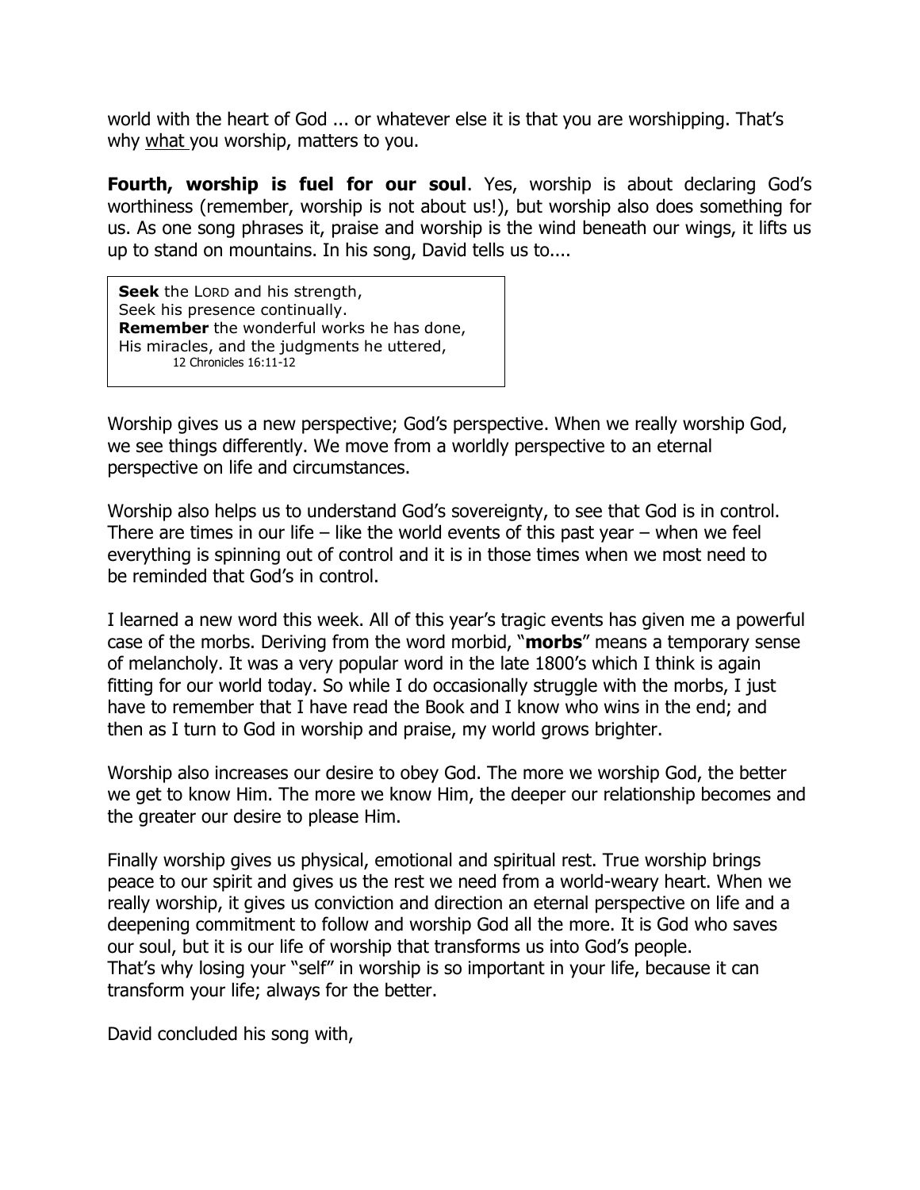world with the heart of God ... or whatever else it is that you are worshipping. That's why what you worship, matters to you.

**Fourth, worship is fuel for our soul**. Yes, worship is about declaring God's worthiness (remember, worship is not about us!), but worship also does something for us. As one song phrases it, praise and worship is the wind beneath our wings, it lifts us up to stand on mountains. In his song, David tells us to....

> **Seek** the LORD and his strength,
> Seek his presence continually.
> **Remember** the wonderful works he has done,
> His miracles, and the judgments he uttered,
> 12 Chronicles 16:11-12

Worship gives us a new perspective; God's perspective. When we really worship God, we see things differently. We move from a worldly perspective to an eternal perspective on life and circumstances.

Worship also helps us to understand God's sovereignty, to see that God is in control. There are times in our life – like the world events of this past year – when we feel everything is spinning out of control and it is in those times when we most need to be reminded that God's in control.

I learned a new word this week. All of this year's tragic events has given me a powerful case of the morbs. Deriving from the word morbid, "**morbs**" means a temporary sense of melancholy. It was a very popular word in the late 1800's which I think is again fitting for our world today. So while I do occasionally struggle with the morbs, I just have to remember that I have read the Book and I know who wins in the end; and then as I turn to God in worship and praise, my world grows brighter.

Worship also increases our desire to obey God. The more we worship God, the better we get to know Him. The more we know Him, the deeper our relationship becomes and the greater our desire to please Him.

Finally worship gives us physical, emotional and spiritual rest. True worship brings peace to our spirit and gives us the rest we need from a world-weary heart. When we really worship, it gives us conviction and direction an eternal perspective on life and a deepening commitment to follow and worship God all the more. It is God who saves our soul, but it is our life of worship that transforms us into God's people.
That's why losing your "self" in worship is so important in your life, because it can transform your life; always for the better.

David concluded his song with,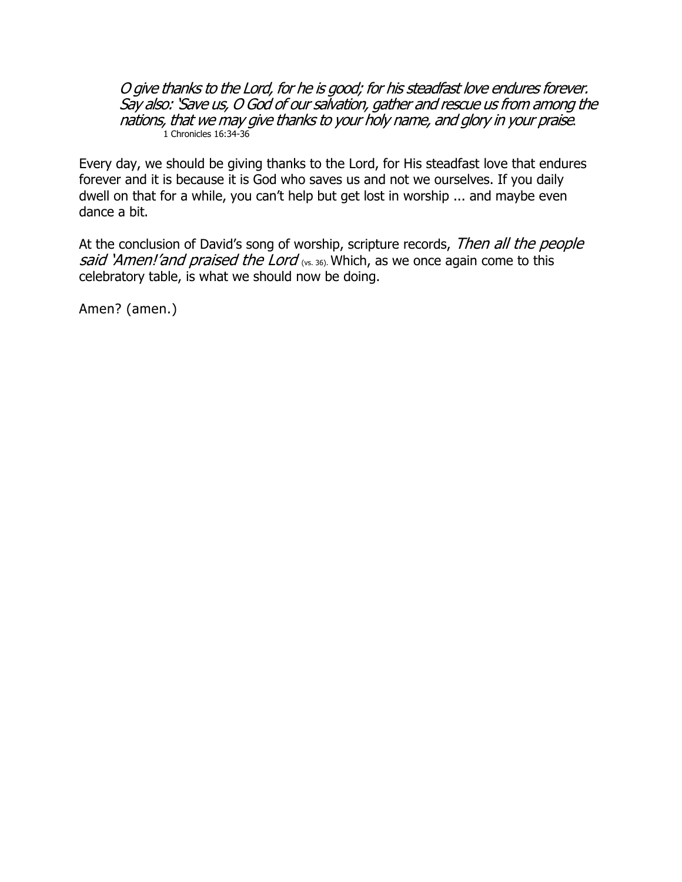> *O give thanks to the Lord, for he is good; for his steadfast love endures forever. Say also: 'Save us, O God of our salvation, gather and rescue us from among the nations, that we may give thanks to your holy name, and glory in your praise.*
> 1 Chronicles 16:34-36

Every day, we should be giving thanks to the Lord, for His steadfast love that endures forever and it is because it is God who saves us and not we ourselves. If you daily dwell on that for a while, you can't help but get lost in worship ... and maybe even dance a bit.

At the conclusion of David's song of worship, scripture records, *Then all the people said 'Amen!'and praised the Lord* (vs. 36). Which, as we once again come to this celebratory table, is what we should now be doing.

Amen? (amen.)